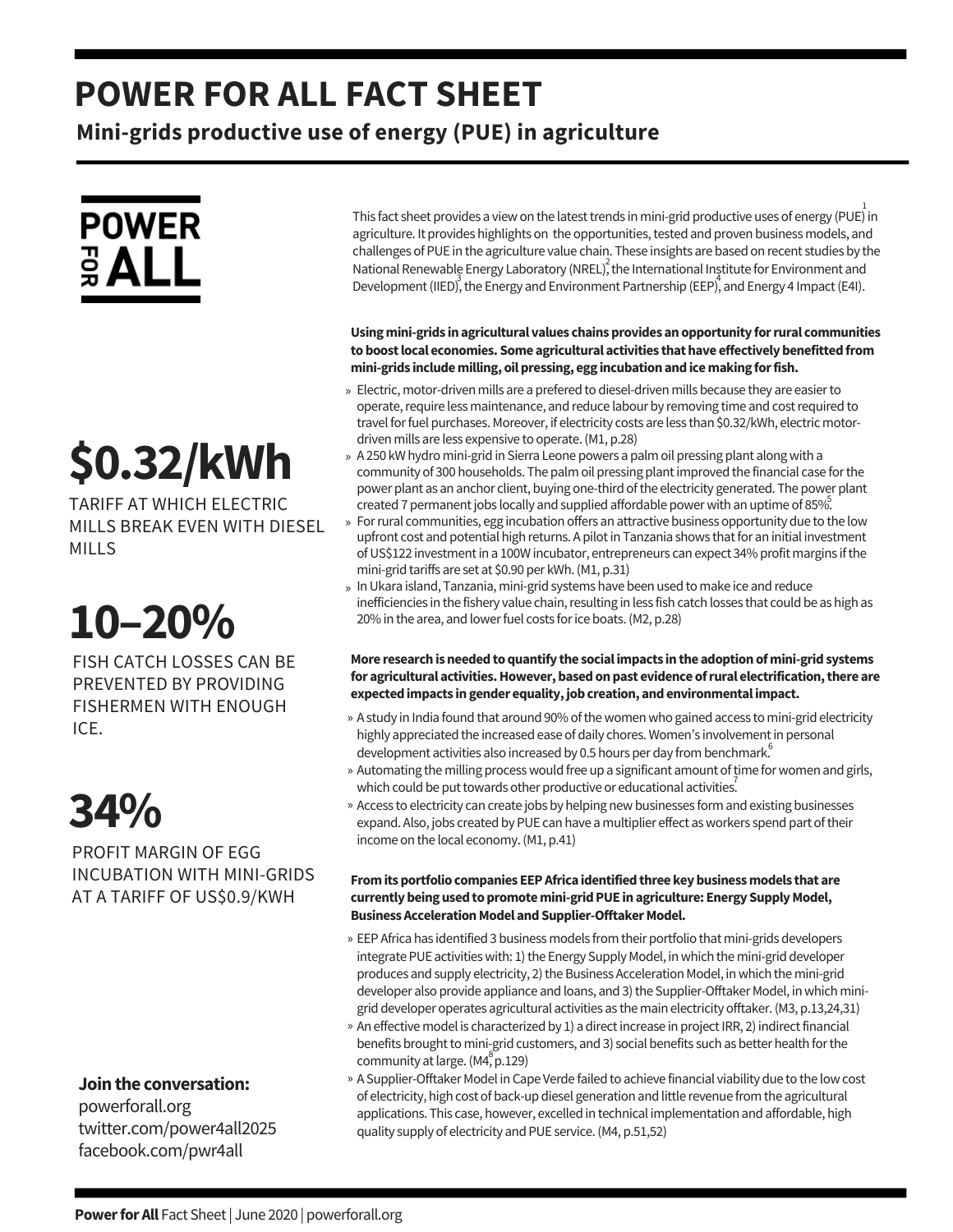# POWER FOR ALL FACT SHEET

## Mini-grids productive use of energy (PUE) in agriculture

POWER FOR ALL

This fact sheet provides a view on the latest trends in mini-grid productive uses of energy (PUE)[1] in agriculture. It provides highlights on the opportunities, tested and proven business models, and challenges of PUE in the agriculture value chain. These insights are based on recent studies by the National Renewable Energy Laboratory (NREL)[2], the International Institute for Environment and Development (IIED)[3], the Energy and Environment Partnership (EEP)[4], and Energy 4 Impact (E4I).

**Using mini-grids in agricultural values chains provides an opportunity for rural communities to boost local economies. Some agricultural activities that have effectively benefitted from mini-grids include milling, oil pressing, egg incubation and ice making for fish.**

- Electric, motor-driven mills are a prefered to diesel-driven mills because they are easier to operate, require less maintenance, and reduce labour by removing time and cost required to travel for fuel purchases. Moreover, if electricity costs are less than $0.32/kWh, electric motor-driven mills are less expensive to operate. (M1, p.28)
- A 250 kW hydro mini-grid in Sierra Leone powers a palm oil pressing plant along with a community of 300 households. The palm oil pressing plant improved the financial case for the power plant as an anchor client, buying one-third of the electricity generated. The power plant created 7 permanent jobs locally and supplied affordable power with an uptime of 85%.[5]
- For rural communities, egg incubation offers an attractive business opportunity due to the low upfront cost and potential high returns. A pilot in Tanzania shows that for an initial investment of US$122 investment in a 100W incubator, entrepreneurs can expect 34% profit margins if the mini-grid tariffs are set at $0.90 per kWh. (M1, p.31)
- In Ukara island, Tanzania, mini-grid systems have been used to make ice and reduce inefficiencies in the fishery value chain, resulting in less fish catch losses that could be as high as 20% in the area, and lower fuel costs for ice boats. (M2, p.28)

**$0.32/kWh**

TARIFF AT WHICH ELECTRIC MILLS BREAK EVEN WITH DIESEL MILLS

**10–20%**

FISH CATCH LOSSES CAN BE PREVENTED BY PROVIDING FISHERMEN WITH ENOUGH ICE.

**34%**

PROFIT MARGIN OF EGG INCUBATION WITH MINI-GRIDS AT A TARIFF OF US$0.9/KWH

**More research is needed to quantify the social impacts in the adoption of mini-grid systems for agricultural activities. However, based on past evidence of rural electrification, there are expected impacts in gender equality, job creation, and environmental impact.**

- A study in India found that around 90% of the women who gained access to mini-grid electricity highly appreciated the increased ease of daily chores. Women's involvement in personal development activities also increased by 0.5 hours per day from benchmark.[6]
- Automating the milling process would free up a significant amount of time for women and girls, which could be put towards other productive or educational activities.[7]
- Access to electricity can create jobs by helping new businesses form and existing businesses expand. Also, jobs created by PUE can have a multiplier effect as workers spend part of their income on the local economy. (M1, p.41)

**From its portfolio companies EEP Africa identified three key business models that are currently being used to promote mini-grid PUE in agriculture: Energy Supply Model, Business Acceleration Model and Supplier-Offtaker Model.**

- EEP Africa has identified 3 business models from their portfolio that mini-grids developers integrate PUE activities with: 1) the Energy Supply Model, in which the mini-grid developer produces and supply electricity, 2) the Business Acceleration Model, in which the mini-grid developer also provide appliance and loans, and 3) the Supplier-Offtaker Model, in which mini-grid developer operates agricultural activities as the main electricity offtaker. (M3, p.13,24,31)
- An effective model is characterized by 1) a direct increase in project IRR, 2) indirect financial benefits brought to mini-grid customers, and 3) social benefits such as better health for the community at large. (M4[8], p.129)
- A Supplier-Offtaker Model in Cape Verde failed to achieve financial viability due to the low cost of electricity, high cost of back-up diesel generation and little revenue from the agricultural applications. This case, however, excelled in technical implementation and affordable, high quality supply of electricity and PUE service. (M4, p.51,52)

**Join the conversation:**
powerforall.org
twitter.com/power4all2025
facebook.com/pwr4all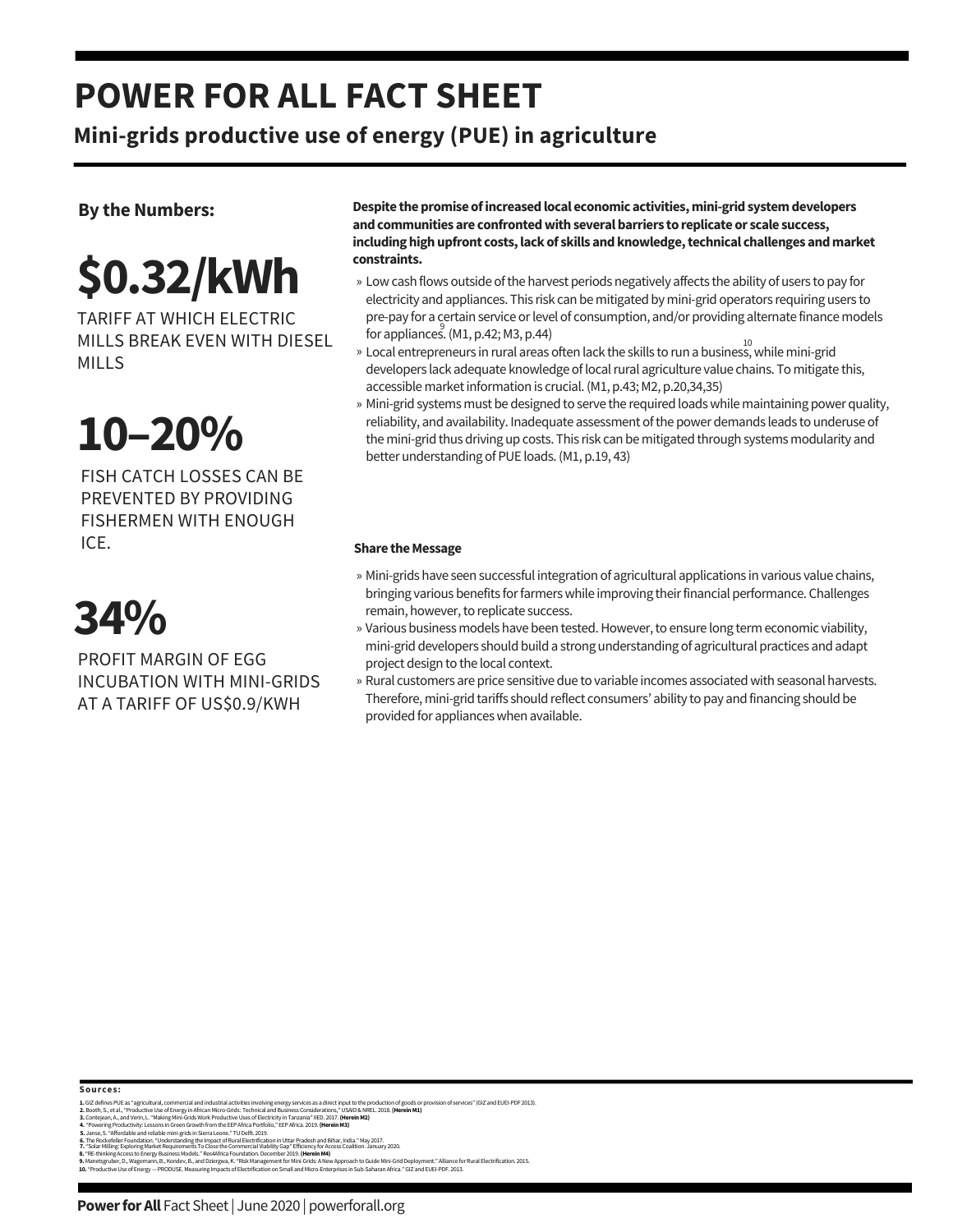# POWER FOR ALL FACT SHEET

## Mini-grids productive use of energy (PUE) in agriculture

**By the Numbers:**

# $0.32/kWh

TARIFF AT WHICH ELECTRIC MILLS BREAK EVEN WITH DIESEL MILLS

# 10–20%

FISH CATCH LOSSES CAN BE PREVENTED BY PROVIDING FISHERMEN WITH ENOUGH ICE.

# 34%

PROFIT MARGIN OF EGG INCUBATION WITH MINI-GRIDS AT A TARIFF OF US$0.9/KWH

**Despite the promise of increased local economic activities, mini-grid system developers and communities are confronted with several barriers to replicate or scale success, including high upfront costs, lack of skills and knowledge, technical challenges and market constraints.**

- Low cash flows outside of the harvest periods negatively affects the ability of users to pay for electricity and appliances. This risk can be mitigated by mini-grid operators requiring users to pre-pay for a certain service or level of consumption, and/or providing alternate finance models for appliances.[9] (M1, p.42; M3, p.44)
- Local entrepreneurs in rural areas often lack the skills to run a business,[10] while mini-grid developers lack adequate knowledge of local rural agriculture value chains. To mitigate this, accessible market information is crucial. (M1, p.43; M2, p.20,34,35)
- Mini-grid systems must be designed to serve the required loads while maintaining power quality, reliability, and availability. Inadequate assessment of the power demands leads to underuse of the mini-grid thus driving up costs. This risk can be mitigated through systems modularity and better understanding of PUE loads. (M1, p.19, 43)

**Share the Message**

- Mini-grids have seen successful integration of agricultural applications in various value chains, bringing various benefits for farmers while improving their financial performance. Challenges remain, however, to replicate success.
- Various business models have been tested. However, to ensure long term economic viability, mini-grid developers should build a strong understanding of agricultural practices and adapt project design to the local context.
- Rural customers are price sensitive due to variable incomes associated with seasonal harvests. Therefore, mini-grid tariffs should reflect consumers' ability to pay and financing should be provided for appliances when available.

**Sources:**

**1.** GIZ defines PUE as "agricultural, commercial and industrial activities involving energy services as a direct input to the production of goods or provision of services" (GIZ and EUEI-PDF 2013).
**2.** Booth, S., et al., "Productive Use of Energy in African Micro-Grids: Technical and Business Considerations," USAID & NREL. 2018. **(Herein M1)**
**3.** Contejean, A., and Verin, L. "Making Mini-Grids Work Productive Uses of Electricity in Tanzania" IIED. 2017. **(Herein M2)**
**4.** "Powering Productivity: Lessons in Green Growth from the EEP Africa Portfolio," EEP Africa. 2019. **(Herein M3)**
**5.** Janse, S. "Affordable and reliable mini-grids in Sierra Leone." TU Delft. 2019.
**6.** The Rockefeller Foundation. "Understanding the Impact of Rural Electrification in Uttar Pradesh and Bihar, India." May 2017.
**7.** "Solar Milling: Exploring Market Requirements To Close the Commercial Viability Gap" Efficiency for Access Coalition. January 2020.
**8.** "RE-thinking Access to Energy Business Models." Res4Africa Foundation. December 2019. **(Herein M4)**
**9.** Manetsgruber, D., Wagemann, B., Kondev, B., and Dziergwa, K. "Risk Management for Mini-Grids: A New Approach to Guide Mini-Grid Deployment." Alliance for Rural Electrification. 2015.
**10.** "Productive Use of Energy — PRODUSE. Measuring Impacts of Electrification on Small and Micro-Enterprises in Sub-Saharan Africa." GIZ and EUEI-PDF. 2013.

**Power for All** Fact Sheet | June 2020 | powerforall.org